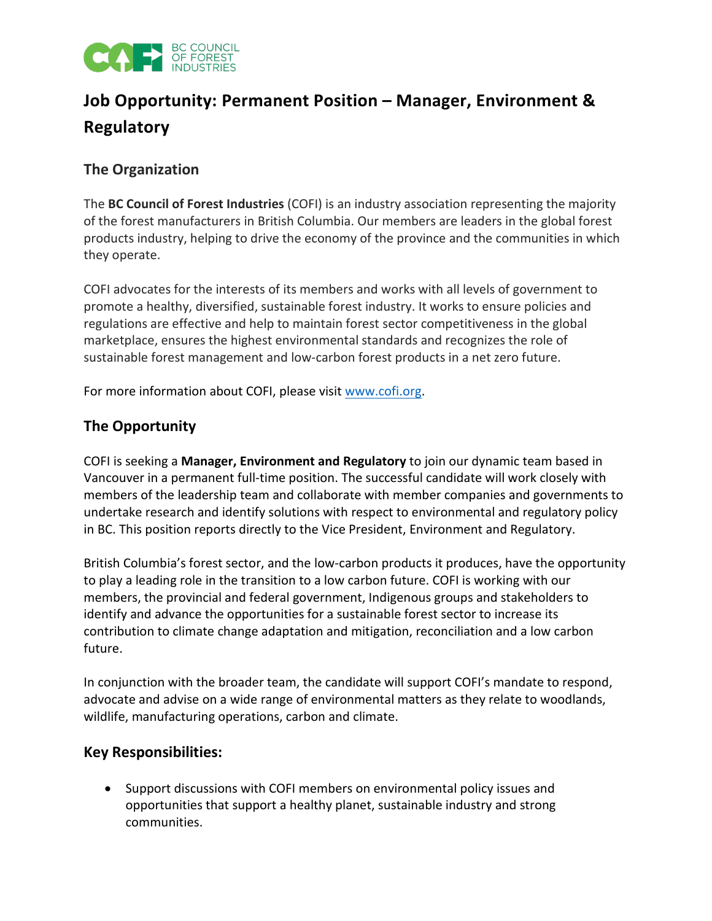BC COUNCIL OF FOREST INDUSTRIES

# Job Opportunity: Permanent Position – Manager, Environment & Regulatory

## The Organization

The **BC Council of Forest Industries** (COFI) is an industry association representing the majority of the forest manufacturers in British Columbia. Our members are leaders in the global forest products industry, helping to drive the economy of the province and the communities in which they operate.

COFI advocates for the interests of its members and works with all levels of government to promote a healthy, diversified, sustainable forest industry. It works to ensure policies and regulations are effective and help to maintain forest sector competitiveness in the global marketplace, ensures the highest environmental standards and recognizes the role of sustainable forest management and low-carbon forest products in a net zero future.

For more information about COFI, please visit [www.cofi.org](www.cofi.org).

## The Opportunity

COFI is seeking a **Manager, Environment and Regulatory** to join our dynamic team based in Vancouver in a permanent full-time position. The successful candidate will work closely with members of the leadership team and collaborate with member companies and governments to undertake research and identify solutions with respect to environmental and regulatory policy in BC. This position reports directly to the Vice President, Environment and Regulatory.

British Columbia's forest sector, and the low-carbon products it produces, have the opportunity to play a leading role in the transition to a low carbon future. COFI is working with our members, the provincial and federal government, Indigenous groups and stakeholders to identify and advance the opportunities for a sustainable forest sector to increase its contribution to climate change adaptation and mitigation, reconciliation and a low carbon future.

In conjunction with the broader team, the candidate will support COFI's mandate to respond, advocate and advise on a wide range of environmental matters as they relate to woodlands, wildlife, manufacturing operations, carbon and climate.

## Key Responsibilities:

- Support discussions with COFI members on environmental policy issues and opportunities that support a healthy planet, sustainable industry and strong communities.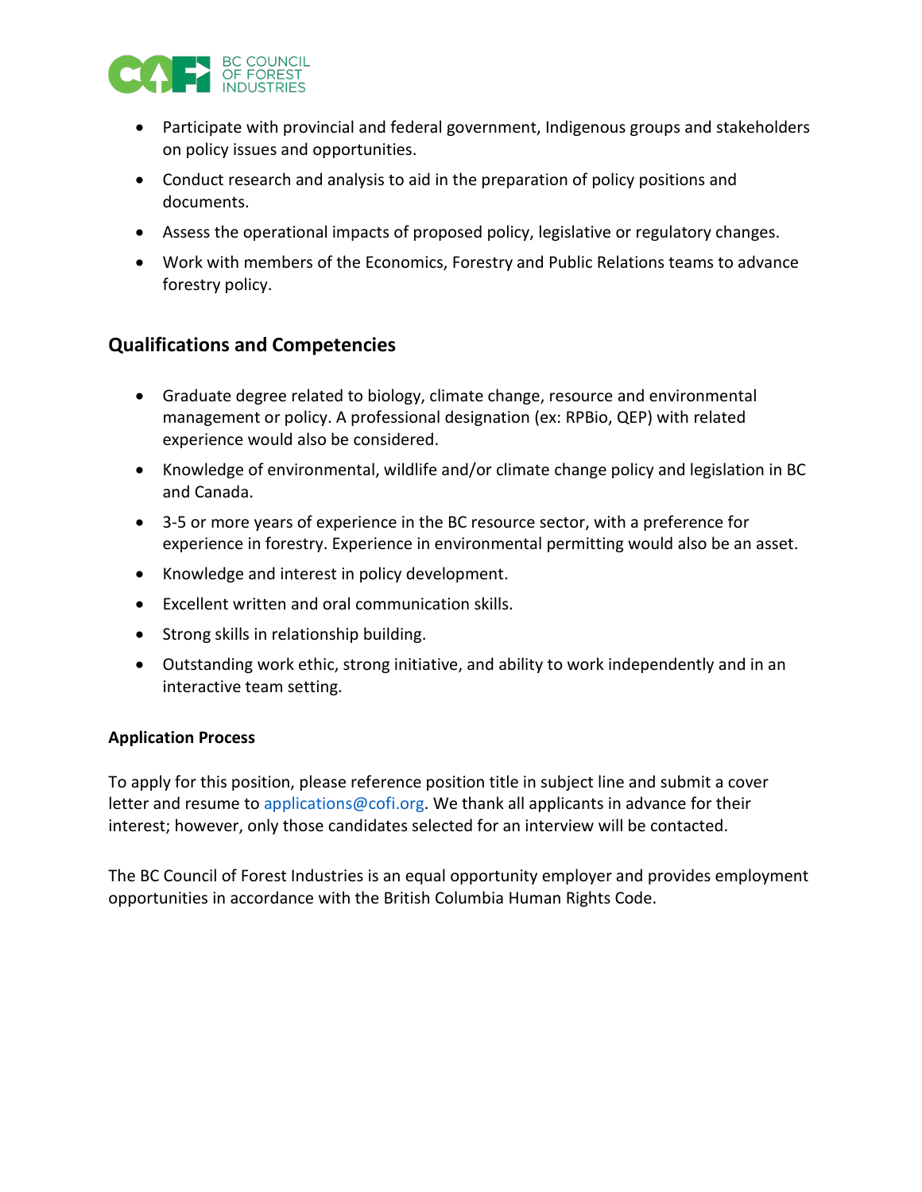- Participate with provincial and federal government, Indigenous groups and stakeholders on policy issues and opportunities.
- Conduct research and analysis to aid in the preparation of policy positions and documents.
- Assess the operational impacts of proposed policy, legislative or regulatory changes.
- Work with members of the Economics, Forestry and Public Relations teams to advance forestry policy.

## Qualifications and Competencies

- Graduate degree related to biology, climate change, resource and environmental management or policy. A professional designation (ex: RPBio, QEP) with related experience would also be considered.
- Knowledge of environmental, wildlife and/or climate change policy and legislation in BC and Canada.
- 3-5 or more years of experience in the BC resource sector, with a preference for experience in forestry. Experience in environmental permitting would also be an asset.
- Knowledge and interest in policy development.
- Excellent written and oral communication skills.
- Strong skills in relationship building.
- Outstanding work ethic, strong initiative, and ability to work independently and in an interactive team setting.

**Application Process**

To apply for this position, please reference position title in subject line and submit a cover letter and resume to applications@cofi.org. We thank all applicants in advance for their interest; however, only those candidates selected for an interview will be contacted.

The BC Council of Forest Industries is an equal opportunity employer and provides employment opportunities in accordance with the British Columbia Human Rights Code.